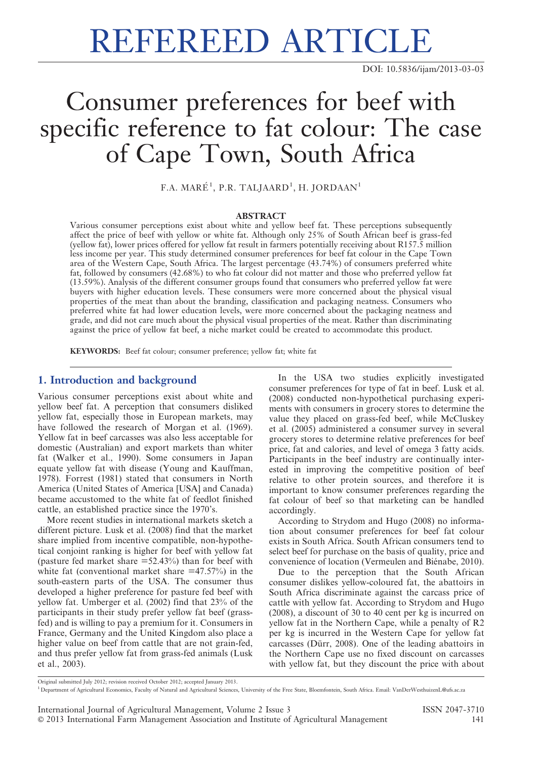# REFEREED ARTICLE

DOI: 10.5836/ijam/2013-03-03

# Consumer preferences for beef with specific reference to fat colour: The case of Cape Town, South Africa

F.A. MARÉ[1], P.R. TALJAARD[1], H. JORDAAN[1]

## ABSTRACT

Various consumer perceptions exist about white and yellow beef fat. These perceptions subsequently affect the price of beef with yellow or white fat. Although only 25% of South African beef is grass-fed (yellow fat), lower prices offered for yellow fat result in farmers potentially receiving about R157.5 million less income per year. This study determined consumer preferences for beef fat colour in the Cape Town area of the Western Cape, South Africa. The largest percentage (43.74%) of consumers preferred white fat, followed by consumers (42.68%) to who fat colour did not matter and those who preferred yellow fat (13.59%). Analysis of the different consumer groups found that consumers who preferred yellow fat were buyers with higher education levels. These consumers were more concerned about the physical visual properties of the meat than about the branding, classification and packaging neatness. Consumers who preferred white fat had lower education levels, were more concerned about the packaging neatness and grade, and did not care much about the physical visual properties of the meat. Rather than discriminating against the price of yellow fat beef, a niche market could be created to accommodate this product.

**KEYWORDS:** Beef fat colour; consumer preference; yellow fat; white fat

## 1. Introduction and background

Various consumer perceptions exist about white and yellow beef fat. A perception that consumers disliked yellow fat, especially those in European markets, may have followed the research of Morgan et al. (1969). Yellow fat in beef carcasses was also less acceptable for domestic (Australian) and export markets than whiter fat (Walker et al., 1990). Some consumers in Japan equate yellow fat with disease (Young and Kauffman, 1978). Forrest (1981) stated that consumers in North America (United States of America [USA] and Canada) became accustomed to the white fat of feedlot finished cattle, an established practice since the 1970's.

More recent studies in international markets sketch a different picture. Lusk et al. (2008) find that the market share implied from incentive compatible, non-hypothetical conjoint ranking is higher for beef with yellow fat (pasture fed market share =52.43%) than for beef with white fat (conventional market share =47.57%) in the south-eastern parts of the USA. The consumer thus developed a higher preference for pasture fed beef with yellow fat. Umberger et al. (2002) find that 23% of the participants in their study prefer yellow fat beef (grass-fed) and is willing to pay a premium for it. Consumers in France, Germany and the United Kingdom also place a higher value on beef from cattle that are not grain-fed, and thus prefer yellow fat from grass-fed animals (Lusk et al., 2003).

In the USA two studies explicitly investigated consumer preferences for type of fat in beef. Lusk et al. (2008) conducted non-hypothetical purchasing experiments with consumers in grocery stores to determine the value they placed on grass-fed beef, while McCluskey et al. (2005) administered a consumer survey in several grocery stores to determine relative preferences for beef price, fat and calories, and level of omega 3 fatty acids. Participants in the beef industry are continually interested in improving the competitive position of beef relative to other protein sources, and therefore it is important to know consumer preferences regarding the fat colour of beef so that marketing can be handled accordingly.

According to Strydom and Hugo (2008) no information about consumer preferences for beef fat colour exists in South Africa. South African consumers tend to select beef for purchase on the basis of quality, price and convenience of location (Vermeulen and Biénabe, 2010).

Due to the perception that the South African consumer dislikes yellow-coloured fat, the abattoirs in South Africa discriminate against the carcass price of cattle with yellow fat. According to Strydom and Hugo (2008), a discount of 30 to 40 cent per kg is incurred on yellow fat in the Northern Cape, while a penalty of R2 per kg is incurred in the Western Cape for yellow fat carcasses (Dürr, 2008). One of the leading abattoirs in the Northern Cape use no fixed discount on carcasses with yellow fat, but they discount the price with about

Original submitted July 2012; revision received October 2012; accepted January 2013.

[1] Department of Agricultural Economics, Faculty of Natural and Agricultural Sciences, University of the Free State, Bloemfontein, South Africa. Email: VanDerWesthuizenL@ufs.ac.za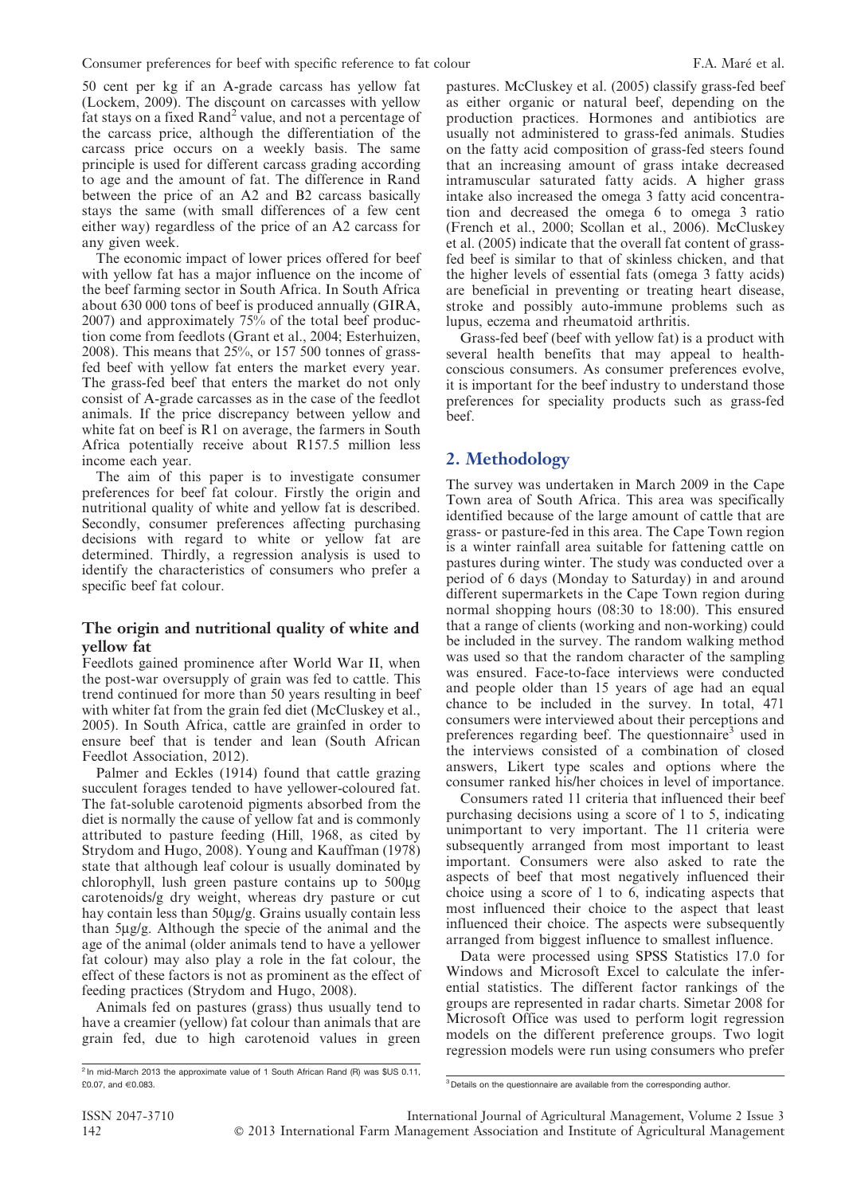50 cent per kg if an A-grade carcass has yellow fat (Lockem, 2009). The discount on carcasses with yellow fat stays on a fixed Rand[2] value, and not a percentage of the carcass price, although the differentiation of the carcass price occurs on a weekly basis. The same principle is used for different carcass grading according to age and the amount of fat. The difference in Rand between the price of an A2 and B2 carcass basically stays the same (with small differences of a few cent either way) regardless of the price of an A2 carcass for any given week.

The economic impact of lower prices offered for beef with yellow fat has a major influence on the income of the beef farming sector in South Africa. In South Africa about 630 000 tons of beef is produced annually (GIRA, 2007) and approximately 75% of the total beef production come from feedlots (Grant et al., 2004; Esterhuizen, 2008). This means that 25%, or 157 500 tonnes of grass-fed beef with yellow fat enters the market every year. The grass-fed beef that enters the market do not only consist of A-grade carcasses as in the case of the feedlot animals. If the price discrepancy between yellow and white fat on beef is R1 on average, the farmers in South Africa potentially receive about R157.5 million less income each year.

The aim of this paper is to investigate consumer preferences for beef fat colour. Firstly the origin and nutritional quality of white and yellow fat is described. Secondly, consumer preferences affecting purchasing decisions with regard to white or yellow fat are determined. Thirdly, a regression analysis is used to identify the characteristics of consumers who prefer a specific beef fat colour.

### The origin and nutritional quality of white and yellow fat

Feedlots gained prominence after World War II, when the post-war oversupply of grain was fed to cattle. This trend continued for more than 50 years resulting in beef with whiter fat from the grain fed diet (McCluskey et al., 2005). In South Africa, cattle are grainfed in order to ensure beef that is tender and lean (South African Feedlot Association, 2012).

Palmer and Eckles (1914) found that cattle grazing succulent forages tended to have yellower-coloured fat. The fat-soluble carotenoid pigments absorbed from the diet is normally the cause of yellow fat and is commonly attributed to pasture feeding (Hill, 1968, as cited by Strydom and Hugo, 2008). Young and Kauffman (1978) state that although leaf colour is usually dominated by chlorophyll, lush green pasture contains up to 500μg carotenoids/g dry weight, whereas dry pasture or cut hay contain less than 50μg/g. Grains usually contain less than 5μg/g. Although the specie of the animal and the age of the animal (older animals tend to have a yellower fat colour) may also play a role in the fat colour, the effect of these factors is not as prominent as the effect of feeding practices (Strydom and Hugo, 2008).

Animals fed on pastures (grass) thus usually tend to have a creamier (yellow) fat colour than animals that are grain fed, due to high carotenoid values in green pastures. McCluskey et al. (2005) classify grass-fed beef as either organic or natural beef, depending on the production practices. Hormones and antibiotics are usually not administered to grass-fed animals. Studies on the fatty acid composition of grass-fed steers found that an increasing amount of grass intake decreased intramuscular saturated fatty acids. A higher grass intake also increased the omega 3 fatty acid concentration and decreased the omega 6 to omega 3 ratio (French et al., 2000; Scollan et al., 2006). McCluskey et al. (2005) indicate that the overall fat content of grass-fed beef is similar to that of skinless chicken, and that the higher levels of essential fats (omega 3 fatty acids) are beneficial in preventing or treating heart disease, stroke and possibly auto-immune problems such as lupus, eczema and rheumatoid arthritis.

Grass-fed beef (beef with yellow fat) is a product with several health benefits that may appeal to health-conscious consumers. As consumer preferences evolve, it is important for the beef industry to understand those preferences for speciality products such as grass-fed beef.

## 2. Methodology

The survey was undertaken in March 2009 in the Cape Town area of South Africa. This area was specifically identified because of the large amount of cattle that are grass- or pasture-fed in this area. The Cape Town region is a winter rainfall area suitable for fattening cattle on pastures during winter. The study was conducted over a period of 6 days (Monday to Saturday) in and around different supermarkets in the Cape Town region during normal shopping hours (08:30 to 18:00). This ensured that a range of clients (working and non-working) could be included in the survey. The random walking method was used so that the random character of the sampling was ensured. Face-to-face interviews were conducted and people older than 15 years of age had an equal chance to be included in the survey. In total, 471 consumers were interviewed about their perceptions and preferences regarding beef. The questionnaire[3] used in the interviews consisted of a combination of closed answers, Likert type scales and options where the consumer ranked his/her choices in level of importance.

Consumers rated 11 criteria that influenced their beef purchasing decisions using a score of 1 to 5, indicating unimportant to very important. The 11 criteria were subsequently arranged from most important to least important. Consumers were also asked to rate the aspects of beef that most negatively influenced their choice using a score of 1 to 6, indicating aspects that most influenced their choice to the aspect that least influenced their choice. The aspects were subsequently arranged from biggest influence to smallest influence.

Data were processed using SPSS Statistics 17.0 for Windows and Microsoft Excel to calculate the inferential statistics. The different factor rankings of the groups are represented in radar charts. Simetar 2008 for Microsoft Office was used to perform logit regression models on the different preference groups. Two logit regression models were run using consumers who prefer

[2] In mid-March 2013 the approximate value of 1 South African Rand (R) was $US 0.11, £0.07, and €0.083.

[3] Details on the questionnaire are available from the corresponding author.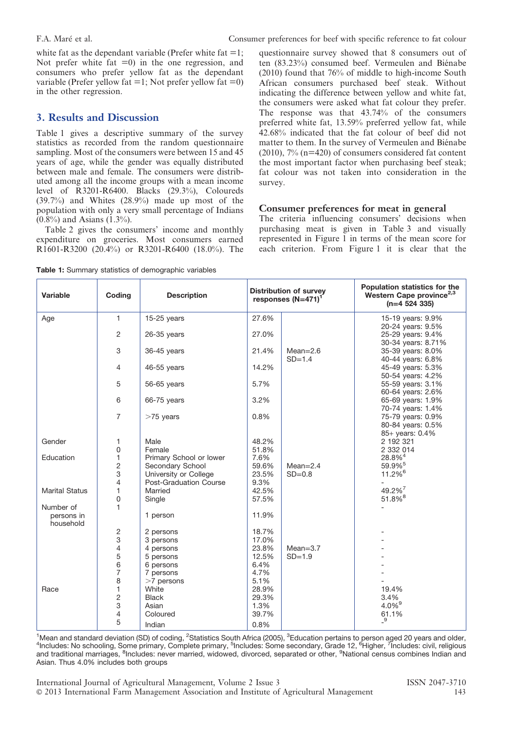white fat as the dependant variable (Prefer white fat =1; Not prefer white fat =0) in the one regression, and consumers who prefer yellow fat as the dependant variable (Prefer yellow fat =1; Not prefer yellow fat =0) in the other regression.

## 3. Results and Discussion

Table 1 gives a descriptive summary of the survey statistics as recorded from the random questionnaire sampling. Most of the consumers were between 15 and 45 years of age, while the gender was equally distributed between male and female. The consumers were distributed among all the income groups with a mean income level of R3201-R6400. Blacks (29.3%), Coloureds (39.7%) and Whites (28.9%) made up most of the population with only a very small percentage of Indians (0.8%) and Asians (1.3%).

Table 2 gives the consumers' income and monthly expenditure on groceries. Most consumers earned R1601-R3200 (20.4%) or R3201-R6400 (18.0%). The questionnaire survey showed that 8 consumers out of ten (83.23%) consumed beef. Vermeulen and Biénabe (2010) found that 76% of middle to high-income South African consumers purchased beef steak. Without indicating the difference between yellow and white fat, the consumers were asked what fat colour they prefer. The response was that 43.74% of the consumers preferred white fat, 13.59% preferred yellow fat, while 42.68% indicated that the fat colour of beef did not matter to them. In the survey of Vermeulen and Biénabe (2010), 7% (n=420) of consumers considered fat content the most important factor when purchasing beef steak; fat colour was not taken into consideration in the survey.

### Consumer preferences for meat in general

The criteria influencing consumers' decisions when purchasing meat is given in Table 3 and visually represented in Figure 1 in terms of the mean score for each criterion. From Figure 1 it is clear that the

**Table 1:** Summary statistics of demographic variables

| Variable | Coding | Description | Distribution of survey responses (N=471)[1] | | Population statistics for the Western Cape province[2,3] (n=4 524 335) |
|---|---|---|---|---|---|
| Age | 1 | 15-25 years | 27.6% | | 15-19 years: 9.9%<br>20-24 years: 9.5% |
| | 2 | 26-35 years | 27.0% | | 25-29 years: 9.4%<br>30-34 years: 8.71% |
| | 3 | 36-45 years | 21.4% | Mean=2.6<br>SD=1.4 | 35-39 years: 8.0%<br>40-44 years: 6.8% |
| | 4 | 46-55 years | 14.2% | | 45-49 years: 5.3%<br>50-54 years: 4.2% |
| | 5 | 56-65 years | 5.7% | | 55-59 years: 3.1%<br>60-64 years: 2.6% |
| | 6 | 66-75 years | 3.2% | | 65-69 years: 1.9%<br>70-74 years: 1.4% |
| | 7 | >75 years | 0.8% | | 75-79 years: 0.9%<br>80-84 years: 0.5%<br>85+ years: 0.4% |
| Gender | 1 | Male | 48.2% | | 2 192 321 |
| | 0 | Female | 51.8% | | 2 332 014 |
| Education | 1 | Primary School or lower | 7.6% | | 28.8%[4] |
| | 2 | Secondary School | 59.6% | Mean=2.4 | 59.9%[5] |
| | 3 | University or College | 23.5% | SD=0.8 | 11.2%[6] |
| | 4 | Post-Graduation Course | 9.3% | | - |
| Marital Status | 1 | Married | 42.5% | | 49.2%[7] |
| | 0 | Single | 57.5% | | 51.8%[8] |
| Number of persons in household | 1 | 1 person | 11.9% | | - |
| | 2 | 2 persons | 18.7% | | - |
| | 3 | 3 persons | 17.0% | | - |
| | 4 | 4 persons | 23.8% | Mean=3.7 | - |
| | 5 | 5 persons | 12.5% | SD=1.9 | - |
| | 6 | 6 persons | 6.4% | | - |
| | 7 | 7 persons | 4.7% | | - |
| | 8 | >7 persons | 5.1% | | - |
| Race | 1 | White | 28.9% | | 19.4% |
| | 2 | Black | 29.3% | | 3.4% |
| | 3 | Asian | 1.3% | | 4.0%[9] |
| | 4 | Coloured | 39.7% | | 61.1% |
| | 5 | Indian | 0.8% | | -[9] |

[1]Mean and standard deviation (SD) of coding, [2]Statistics South Africa (2005), [3]Education pertains to person aged 20 years and older, [4]Includes: No schooling, Some primary, Complete primary, [5]Includes: Some secondary, Grade 12, [6]Higher, [7]Includes: civil, religious and traditional marriages, [8]Includes: never married, widowed, divorced, separated or other, [9]National census combines Indian and Asian. Thus 4.0% includes both groups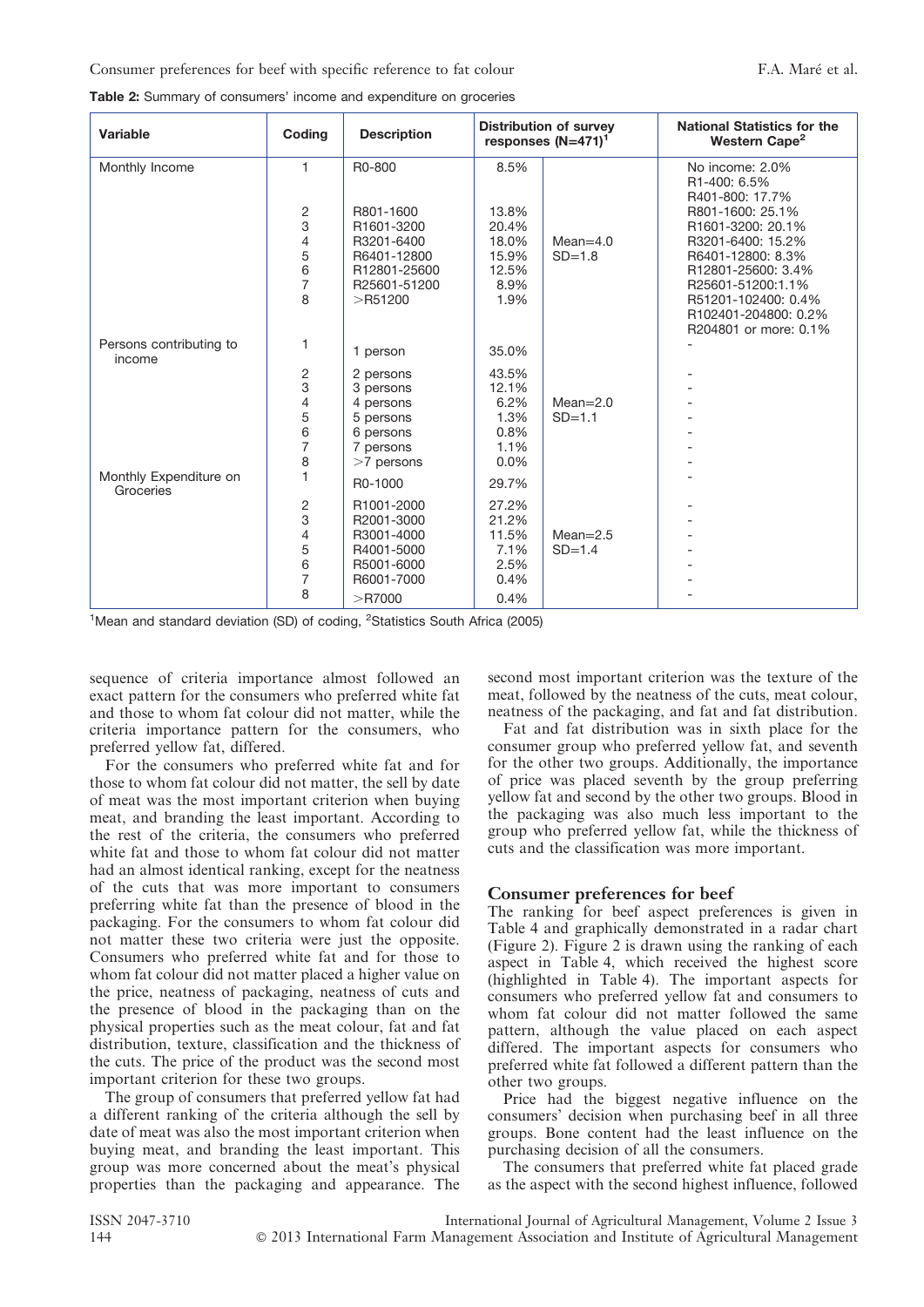**Table 2:** Summary of consumers' income and expenditure on groceries

| Variable | Coding | Description | Distribution of survey responses (N=471)[1] | | National Statistics for the Western Cape[2] |
|---|---|---|---|---|---|
| Monthly Income | 1 | R0-800 | 8.5% | | No income: 2.0%<br>R1-400: 6.5%<br>R401-800: 17.7% |
| | 2 | R801-1600 | 13.8% | | R801-1600: 25.1% |
| | 3 | R1601-3200 | 20.4% | | R1601-3200: 20.1% |
| | 4 | R3201-6400 | 18.0% | Mean=4.0 | R3201-6400: 15.2% |
| | 5 | R6401-12800 | 15.9% | SD=1.8 | R6401-12800: 8.3% |
| | 6 | R12801-25600 | 12.5% | | R12801-25600: 3.4% |
| | 7 | R25601-51200 | 8.9% | | R25601-51200:1.1% |
| | 8 | >R51200 | 1.9% | | R51201-102400: 0.4%<br>R102401-204800: 0.2%<br>R204801 or more: 0.1% |
| Persons contributing to income | 1 | 1 person | 35.0% | | - |
| | 2 | 2 persons | 43.5% | | - |
| | 3 | 3 persons | 12.1% | | - |
| | 4 | 4 persons | 6.2% | Mean=2.0 | - |
| | 5 | 5 persons | 1.3% | SD=1.1 | - |
| | 6 | 6 persons | 0.8% | | - |
| | 7 | 7 persons | 1.1% | | - |
| | 8 | >7 persons | 0.0% | | - |
| Monthly Expenditure on Groceries | 1 | R0-1000 | 29.7% | | - |
| | 2 | R1001-2000 | 27.2% | | - |
| | 3 | R2001-3000 | 21.2% | | - |
| | 4 | R3001-4000 | 11.5% | Mean=2.5 | - |
| | 5 | R4001-5000 | 7.1% | SD=1.4 | - |
| | 6 | R5001-6000 | 2.5% | | - |
| | 7 | R6001-7000 | 0.4% | | - |
| | 8 | >R7000 | 0.4% | | - |

[1]Mean and standard deviation (SD) of coding, [2]Statistics South Africa (2005)

sequence of criteria importance almost followed an exact pattern for the consumers who preferred white fat and those to whom fat colour did not matter, while the criteria importance pattern for the consumers, who preferred yellow fat, differed.

For the consumers who preferred white fat and for those to whom fat colour did not matter, the sell by date of meat was the most important criterion when buying meat, and branding the least important. According to the rest of the criteria, the consumers who preferred white fat and those to whom fat colour did not matter had an almost identical ranking, except for the neatness of the cuts that was more important to consumers preferring white fat than the presence of blood in the packaging. For the consumers to whom fat colour did not matter these two criteria were just the opposite. Consumers who preferred white fat and for those to whom fat colour did not matter placed a higher value on the price, neatness of packaging, neatness of cuts and the presence of blood in the packaging than on the physical properties such as the meat colour, fat and fat distribution, texture, classification and the thickness of the cuts. The price of the product was the second most important criterion for these two groups.

The group of consumers that preferred yellow fat had a different ranking of the criteria although the sell by date of meat was also the most important criterion when buying meat, and branding the least important. This group was more concerned about the meat's physical properties than the packaging and appearance. The second most important criterion was the texture of the meat, followed by the neatness of the cuts, meat colour, neatness of the packaging, and fat and fat distribution.

Fat and fat distribution was in sixth place for the consumer group who preferred yellow fat, and seventh for the other two groups. Additionally, the importance of price was placed seventh by the group preferring yellow fat and second by the other two groups. Blood in the packaging was also much less important to the group who preferred yellow fat, while the thickness of cuts and the classification was more important.

## Consumer preferences for beef

The ranking for beef aspect preferences is given in Table 4 and graphically demonstrated in a radar chart (Figure 2). Figure 2 is drawn using the ranking of each aspect in Table 4, which received the highest score (highlighted in Table 4). The important aspects for consumers who preferred yellow fat and consumers to whom fat colour did not matter followed the same pattern, although the value placed on each aspect differed. The important aspects for consumers who preferred white fat followed a different pattern than the other two groups.

Price had the biggest negative influence on the consumers' decision when purchasing beef in all three groups. Bone content had the least influence on the purchasing decision of all the consumers.

The consumers that preferred white fat placed grade as the aspect with the second highest influence, followed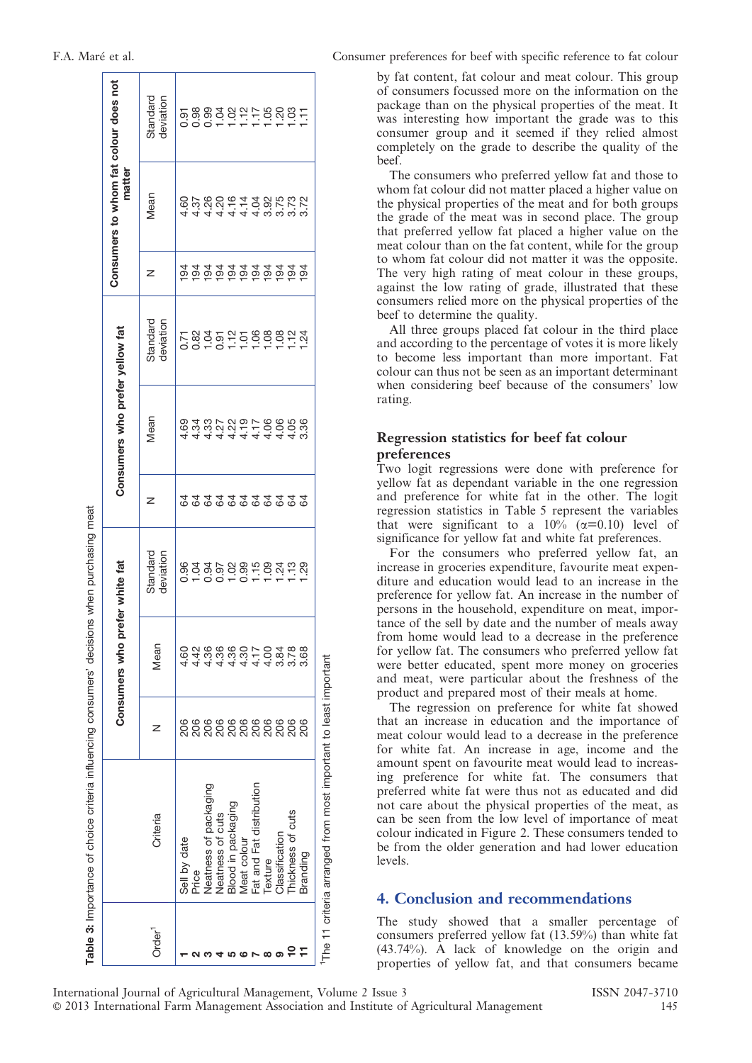**Table 3:** Importance of choice criteria influencing consumers' decisions when purchasing meat

| Order[1] | Criteria | Consumers who prefer white fat | | | Consumers who prefer yellow fat | | | Consumers to whom fat colour does not matter | | |
|---|---|---|---|---|---|---|---|---|---|---|
| | | N | Mean | Standard deviation | N | Mean | Standard deviation | N | Mean | Standard deviation |
| **1** | Sell by date | 206 | 4.60 | 0.96 | 64 | 4.69 | 0.71 | 194 | 4.60 | 0.91 |
| **2** | Price | 206 | 4.42 | 1.04 | 64 | 4.34 | 0.82 | 194 | 4.37 | 0.98 |
| **3** | Neatness of packaging | 206 | 4.36 | 0.94 | 64 | 4.33 | 1.04 | 194 | 4.26 | 0.99 |
| **4** | Neatness of cuts | 206 | 4.36 | 0.97 | 64 | 4.27 | 0.91 | 194 | 4.20 | 1.04 |
| **5** | Blood in packaging | 206 | 4.36 | 1.02 | 64 | 4.22 | 1.12 | 194 | 4.16 | 1.02 |
| **6** | Meat colour | 206 | 4.30 | 0.99 | 64 | 4.19 | 1.01 | 194 | 4.14 | 1.12 |
| **7** | Fat and Fat distribution | 206 | 4.17 | 1.15 | 64 | 4.17 | 1.06 | 194 | 4.04 | 1.17 |
| **8** | Texture | 206 | 4.00 | 1.09 | 64 | 4.06 | 1.08 | 194 | 3.92 | 1.05 |
| **9** | Classification | 206 | 3.84 | 1.24 | 64 | 4.06 | 1.08 | 194 | 3.75 | 1.20 |
| **10** | Thickness of cuts | 206 | 3.78 | 1.13 | 64 | 4.05 | 1.12 | 194 | 3.73 | 1.03 |
| **11** | Branding | 206 | 3.68 | 1.29 | 64 | 3.36 | 1.24 | 194 | 3.72 | 1.11 |

[1]The 11 criteria arranged from most important to least important

by fat content, fat colour and meat colour. This group of consumers focussed more on the information on the package than on the physical properties of the meat. It was interesting how important the grade was to this consumer group and it seemed if they relied almost completely on the grade to describe the quality of the beef.

The consumers who preferred yellow fat and those to whom fat colour did not matter placed a higher value on the physical properties of the meat and for both groups the grade of the meat was in second place. The group that preferred yellow fat placed a higher value on the meat colour than on the fat content, while for the group to whom fat colour did not matter it was the opposite. The very high rating of meat colour in these groups, against the low rating of grade, illustrated that these consumers relied more on the physical properties of the beef to determine the quality.

All three groups placed fat colour in the third place and according to the percentage of votes it is more likely to become less important than more important. Fat colour can thus not be seen as an important determinant when considering beef because of the consumers' low rating.

## Regression statistics for beef fat colour preferences

Two logit regressions were done with preference for yellow fat as dependant variable in the one regression and preference for white fat in the other. The logit regression statistics in Table 5 represent the variables that were significant to a 10% ($\alpha$=0.10) level of significance for yellow fat and white fat preferences.

For the consumers who preferred yellow fat, an increase in groceries expenditure, favourite meat expenditure and education would lead to an increase in the preference for yellow fat. An increase in the number of persons in the household, expenditure on meat, importance of the sell by date and the number of meals away from home would lead to a decrease in the preference for yellow fat. The consumers who preferred yellow fat were better educated, spent more money on groceries and meat, were particular about the freshness of the product and prepared most of their meals at home.

The regression on preference for white fat showed that an increase in education and the importance of meat colour would lead to a decrease in the preference for white fat. An increase in age, income and the amount spent on favourite meat would lead to increasing preference for white fat. The consumers that preferred white fat were thus not as educated and did not care about the physical properties of the meat, as can be seen from the low level of importance of meat colour indicated in Figure 2. These consumers tended to be from the older generation and had lower education levels.

## 4. Conclusion and recommendations

The study showed that a smaller percentage of consumers preferred yellow fat (13.59%) than white fat (43.74%). A lack of knowledge on the origin and properties of yellow fat, and that consumers became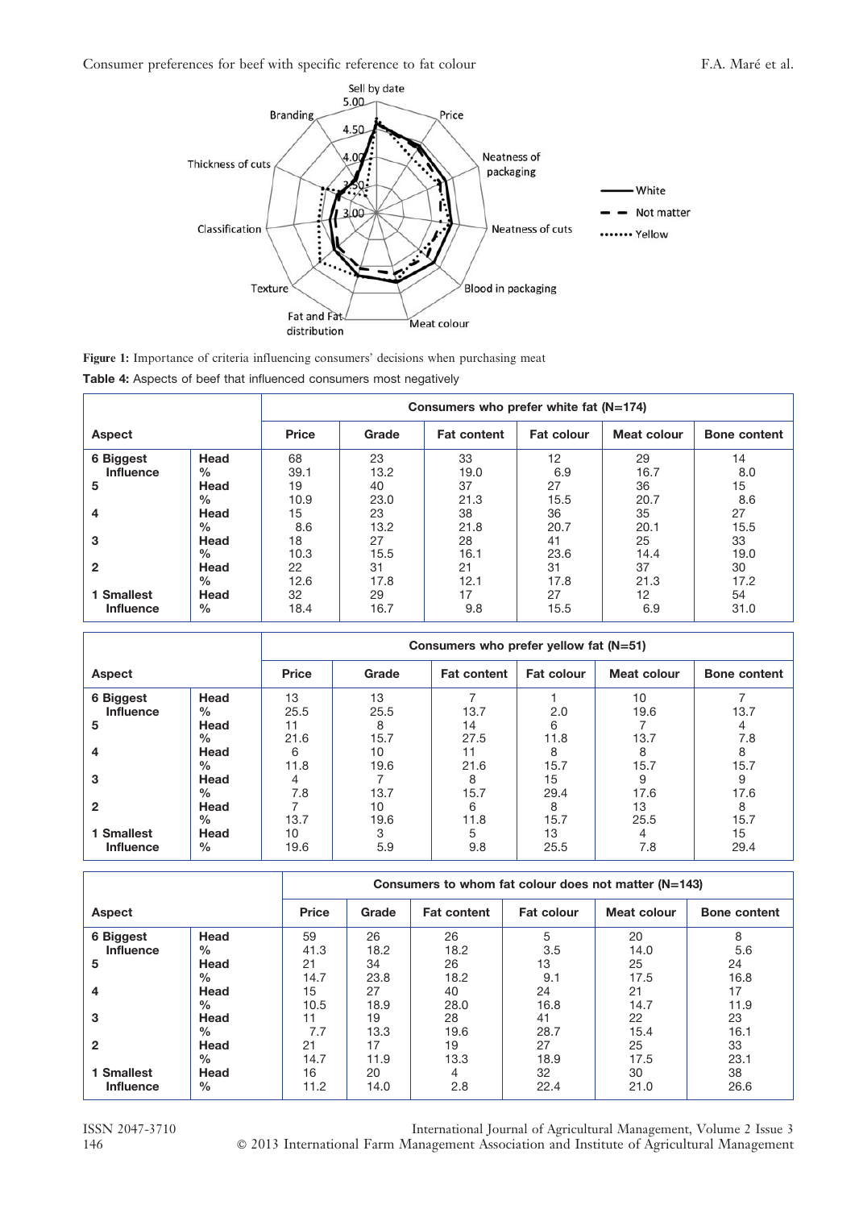**Figure 1:** Importance of criteria influencing consumers' decisions when purchasing meat

**Table 4:** Aspects of beef that influenced consumers most negatively

| Aspect | | Consumers who prefer white fat (N=174) | | | | | |
|---|---|---|---|---|---|---|---|
| | | Price | Grade | Fat content | Fat colour | Meat colour | Bone content |
| 6 Biggest Influence | Head | 68 | 23 | 33 | 12 | 29 | 14 |
| | % | 39.1 | 13.2 | 19.0 | 6.9 | 16.7 | 8.0 |
| 5 | Head | 19 | 40 | 37 | 27 | 36 | 15 |
| | % | 10.9 | 23.0 | 21.3 | 15.5 | 20.7 | 8.6 |
| 4 | Head | 15 | 23 | 38 | 36 | 35 | 27 |
| | % | 8.6 | 13.2 | 21.8 | 20.7 | 20.1 | 15.5 |
| 3 | Head | 18 | 27 | 28 | 41 | 25 | 33 |
| | % | 10.3 | 15.5 | 16.1 | 23.6 | 14.4 | 19.0 |
| 2 | Head | 22 | 31 | 21 | 31 | 37 | 30 |
| | % | 12.6 | 17.8 | 12.1 | 17.8 | 21.3 | 17.2 |
| 1 Smallest Influence | Head | 32 | 29 | 17 | 27 | 12 | 54 |
| | % | 18.4 | 16.7 | 9.8 | 15.5 | 6.9 | 31.0 |

| Aspect | | Consumers who prefer yellow fat (N=51) | | | | | |
|---|---|---|---|---|---|---|---|
| | | Price | Grade | Fat content | Fat colour | Meat colour | Bone content |
| 6 Biggest Influence | Head | 13 | 13 | 7 | 1 | 10 | 7 |
| | % | 25.5 | 25.5 | 13.7 | 2.0 | 19.6 | 13.7 |
| 5 | Head | 11 | 8 | 14 | 6 | 7 | 4 |
| | % | 21.6 | 15.7 | 27.5 | 11.8 | 13.7 | 7.8 |
| 4 | Head | 6 | 10 | 11 | 8 | 8 | 8 |
| | % | 11.8 | 19.6 | 21.6 | 15.7 | 15.7 | 15.7 |
| 3 | Head | 4 | 7 | 8 | 15 | 9 | 9 |
| | % | 7.8 | 13.7 | 15.7 | 29.4 | 17.6 | 17.6 |
| 2 | Head | 7 | 10 | 6 | 8 | 13 | 8 |
| | % | 13.7 | 19.6 | 11.8 | 15.7 | 25.5 | 15.7 |
| 1 Smallest Influence | Head | 10 | 3 | 5 | 13 | 4 | 15 |
| | % | 19.6 | 5.9 | 9.8 | 25.5 | 7.8 | 29.4 |

| Aspect | | Consumers to whom fat colour does not matter (N=143) | | | | | |
|---|---|---|---|---|---|---|---|
| | | Price | Grade | Fat content | Fat colour | Meat colour | Bone content |
| 6 Biggest Influence | Head | 59 | 26 | 26 | 5 | 20 | 8 |
| | % | 41.3 | 18.2 | 18.2 | 3.5 | 14.0 | 5.6 |
| 5 | Head | 21 | 34 | 26 | 13 | 25 | 24 |
| | % | 14.7 | 23.8 | 18.2 | 9.1 | 17.5 | 16.8 |
| 4 | Head | 15 | 27 | 40 | 24 | 21 | 17 |
| | % | 10.5 | 18.9 | 28.0 | 16.8 | 14.7 | 11.9 |
| 3 | Head | 11 | 19 | 28 | 41 | 22 | 23 |
| | % | 7.7 | 13.3 | 19.6 | 28.7 | 15.4 | 16.1 |
| 2 | Head | 21 | 17 | 19 | 27 | 25 | 33 |
| | % | 14.7 | 11.9 | 13.3 | 18.9 | 17.5 | 23.1 |
| 1 Smallest Influence | Head | 16 | 20 | 4 | 32 | 30 | 38 |
| | % | 11.2 | 14.0 | 2.8 | 22.4 | 21.0 | 26.6 |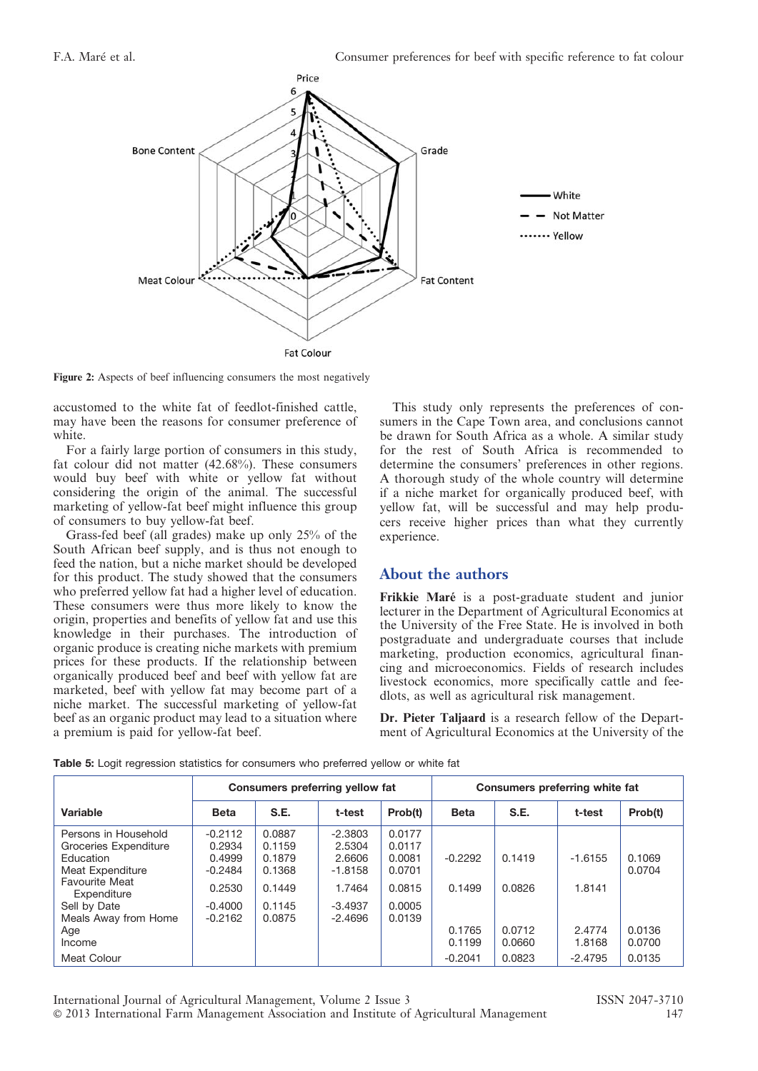Price

6

5

4

3

0

Bone Content

Grade

Meat Colour

Fat Content

Fat Colour

White

Not Matter

Yellow

**Figure 2:** Aspects of beef influencing consumers the most negatively

accustomed to the white fat of feedlot-finished cattle, may have been the reasons for consumer preference of white.

For a fairly large portion of consumers in this study, fat colour did not matter (42.68%). These consumers would buy beef with white or yellow fat without considering the origin of the animal. The successful marketing of yellow-fat beef might influence this group of consumers to buy yellow-fat beef.

Grass-fed beef (all grades) make up only 25% of the South African beef supply, and is thus not enough to feed the nation, but a niche market should be developed for this product. The study showed that the consumers who preferred yellow fat had a higher level of education. These consumers were thus more likely to know the origin, properties and benefits of yellow fat and use this knowledge in their purchases. The introduction of organic produce is creating niche markets with premium prices for these products. If the relationship between organically produced beef and beef with yellow fat are marketed, beef with yellow fat may become part of a niche market. The successful marketing of yellow-fat beef as an organic product may lead to a situation where a premium is paid for yellow-fat beef.

This study only represents the preferences of consumers in the Cape Town area, and conclusions cannot be drawn for South Africa as a whole. A similar study for the rest of South Africa is recommended to determine the consumers' preferences in other regions. A thorough study of the whole country will determine if a niche market for organically produced beef, with yellow fat, will be successful and may help producers receive higher prices than what they currently experience.

## About the authors

**Frikkie Maré** is a post-graduate student and junior lecturer in the Department of Agricultural Economics at the University of the Free State. He is involved in both postgraduate and undergraduate courses that include marketing, production economics, agricultural financing and microeconomics. Fields of research includes livestock economics, more specifically cattle and feedlots, as well as agricultural risk management.

**Dr. Pieter Taljaard** is a research fellow of the Department of Agricultural Economics at the University of the

**Table 5:** Logit regression statistics for consumers who preferred yellow or white fat

| | Consumers preferring yellow fat | | | | Consumers preferring white fat | | | |
|---|---|---|---|---|---|---|---|---|
| Variable | Beta | S.E. | t-test | Prob(t) | Beta | S.E. | t-test | Prob(t) |
| Persons in Household | -0.2112 | 0.0887 | -2.3803 | 0.0177 | | | | |
| Groceries Expenditure | 0.2934 | 0.1159 | 2.5304 | 0.0117 | | | | |
| Education | 0.4999 | 0.1879 | 2.6606 | 0.0081 | -0.2292 | 0.1419 | -1.6155 | 0.1069 |
| Meat Expenditure | -0.2484 | 0.1368 | -1.8158 | 0.0701 | | | | 0.0704 |
| Favourite Meat Expenditure | 0.2530 | 0.1449 | 1.7464 | 0.0815 | 0.1499 | 0.0826 | 1.8141 | |
| Sell by Date | -0.4000 | 0.1145 | -3.4937 | 0.0005 | | | | |
| Meals Away from Home | -0.2162 | 0.0875 | -2.4696 | 0.0139 | | | | |
| Age | | | | | 0.1765 | 0.0712 | 2.4774 | 0.0136 |
| Income | | | | | 0.1199 | 0.0660 | 1.8168 | 0.0700 |
| Meat Colour | | | | | -0.2041 | 0.0823 | -2.4795 | 0.0135 |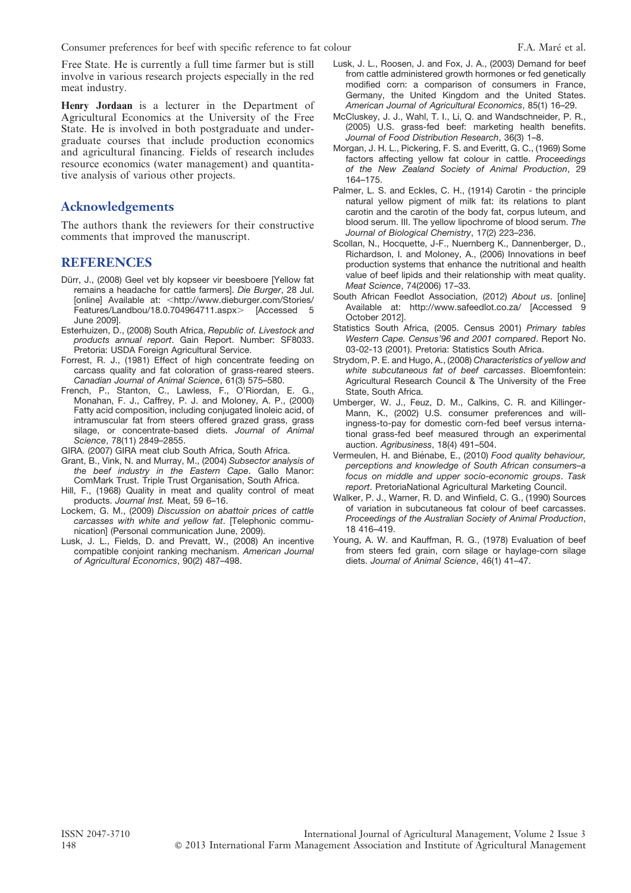Free State. He is currently a full time farmer but is still involve in various research projects especially in the red meat industry.

**Henry Jordaan** is a lecturer in the Department of Agricultural Economics at the University of the Free State. He is involved in both postgraduate and undergraduate courses that include production economics and agricultural financing. Fields of research includes resource economics (water management) and quantitative analysis of various other projects.

## Acknowledgements

The authors thank the reviewers for their constructive comments that improved the manuscript.

## REFERENCES

Dürr, J., (2008) Geel vet bly kopseer vir beesboere [Yellow fat remains a headache for cattle farmers]. *Die Burger*, 28 Jul. [online] Available at: <http://www.dieburger.com/Stories/Features/Landbou/18.0.704964711.aspx> [Accessed 5 June 2009].

Esterhuizen, D., (2008) South Africa, *Republic of. Livestock and products annual report*. Gain Report. Number: SF8033. Pretoria: USDA Foreign Agricultural Service.

Forrest, R. J., (1981) Effect of high concentrate feeding on carcass quality and fat coloration of grass-reared steers. *Canadian Journal of Animal Science*, 61(3) 575–580.

French, P., Stanton, C., Lawless, F., O'Riordan, E. G., Monahan, F. J., Caffrey, P. J. and Moloney, A. P., (2000) Fatty acid composition, including conjugated linoleic acid, of intramuscular fat from steers offered grazed grass, grass silage, or concentrate-based diets. *Journal of Animal Science*, 78(11) 2849–2855.

GIRA. (2007) GIRA meat club South Africa, South Africa.

Grant, B., Vink, N. and Murray, M., (2004) *Subsector analysis of the beef industry in the Eastern Cape*. Gallo Manor: ComMark Trust. Triple Trust Organisation, South Africa.

Hill, F., (1968) Quality in meat and quality control of meat products. *Journal Inst.* Meat, 59 6–16.

Lockem, G. M., (2009) *Discussion on abattoir prices of cattle carcasses with white and yellow fat*. [Telephonic communication] (Personal communication June, 2009).

Lusk, J. L., Fields, D. and Prevatt, W., (2008) An incentive compatible conjoint ranking mechanism. *American Journal of Agricultural Economics*, 90(2) 487–498.

Lusk, J. L., Roosen, J. and Fox, J. A., (2003) Demand for beef from cattle administered growth hormones or fed genetically modified corn: a comparison of consumers in France, Germany, the United Kingdom and the United States. *American Journal of Agricultural Economics*, 85(1) 16–29.

McCluskey, J. J., Wahl, T. I., Li, Q. and Wandschneider, P. R., (2005) U.S. grass-fed beef: marketing health benefits. *Journal of Food Distribution Research*, 36(3) 1–8.

Morgan, J. H. L., Pickering, F. S. and Everitt, G. C., (1969) Some factors affecting yellow fat colour in cattle. *Proceedings of the New Zealand Society of Animal Production*, 29 164–175.

Palmer, L. S. and Eckles, C. H., (1914) Carotin - the principle natural yellow pigment of milk fat: its relations to plant carotin and the carotin of the body fat, corpus luteum, and blood serum. III. The yellow lipochrome of blood serum. *The Journal of Biological Chemistry*, 17(2) 223–236.

Scollan, N., Hocquette, J-F., Nuernberg K., Dannenberger, D., Richardson, I. and Moloney, A., (2006) Innovations in beef production systems that enhance the nutritional and health value of beef lipids and their relationship with meat quality. *Meat Science*, 74(2006) 17–33.

South African Feedlot Association, (2012) *About us*. [online] Available at: http://www.safeedlot.co.za/ [Accessed 9 October 2012].

Statistics South Africa, (2005. Census 2001) *Primary tables Western Cape. Census'96 and 2001 compared*. Report No. 03-02-13 (2001). Pretoria: Statistics South Africa.

Strydom, P. E. and Hugo, A., (2008) *Characteristics of yellow and white subcutaneous fat of beef carcasses*. Bloemfontein: Agricultural Research Council & The University of the Free State, South Africa.

Umberger, W. J., Feuz, D. M., Calkins, C. R. and Killinger-Mann, K., (2002) U.S. consumer preferences and willingness-to-pay for domestic corn-fed beef versus international grass-fed beef measured through an experimental auction. *Agribusiness*, 18(4) 491–504.

Vermeulen, H. and Biénabe, E., (2010) *Food quality behaviour, perceptions and knowledge of South African consumers–a focus on middle and upper socio-economic groups*. *Task report*. PretoriaNational Agricultural Marketing Council.

Walker, P. J., Warner, R. D. and Winfield, C. G., (1990) Sources of variation in subcutaneous fat colour of beef carcasses. *Proceedings of the Australian Society of Animal Production*, 18 416–419.

Young, A. W. and Kauffman, R. G., (1978) Evaluation of beef from steers fed grain, corn silage or haylage-corn silage diets. *Journal of Animal Science*, 46(1) 41–47.